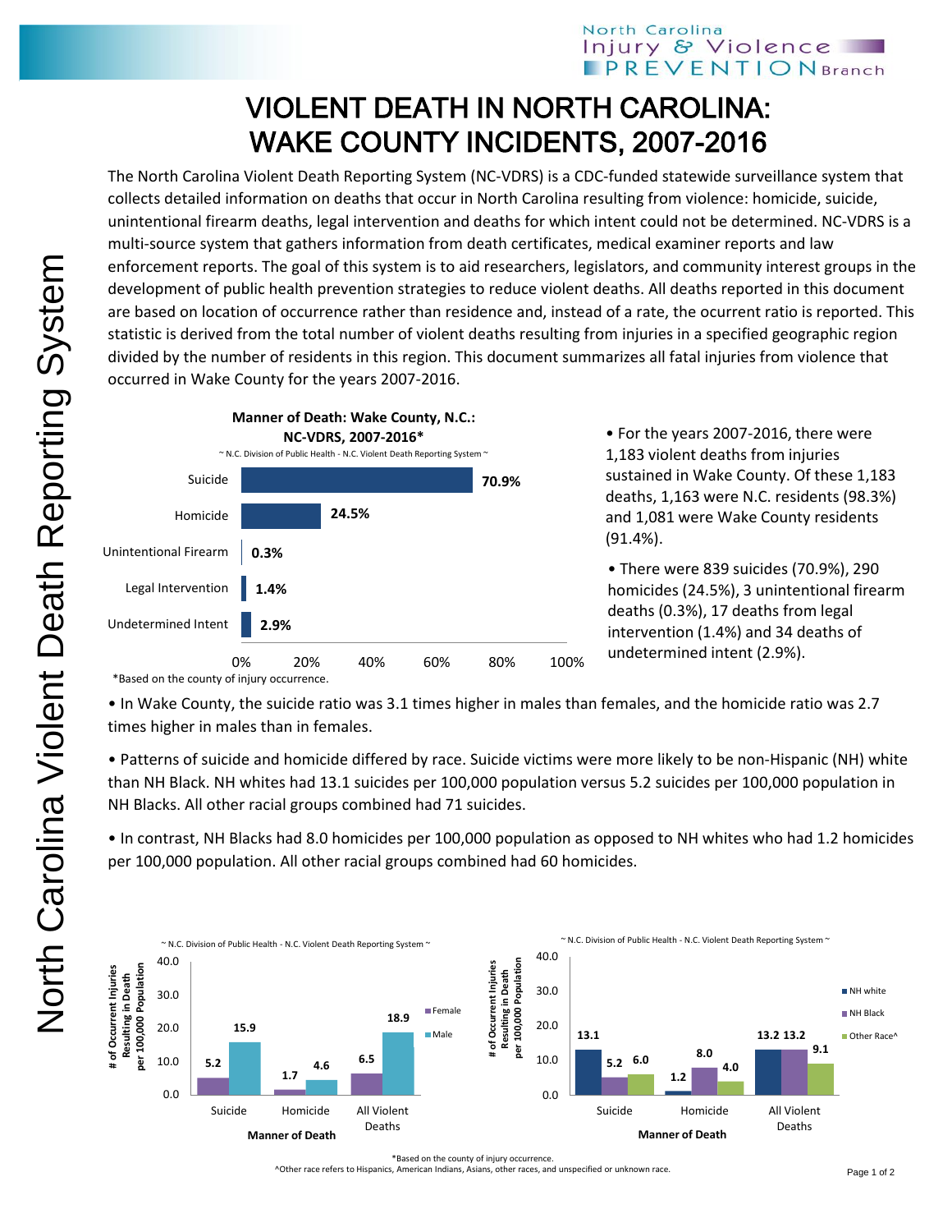North Carolina Injury & Violence PREVENTION Branch

# VIOLENT DEATH IN NORTH CAROLINA: WAKE COUNTY INCIDENTS, 2007-2016

The North Carolina Violent Death Reporting System (NC-VDRS) is a CDC-funded statewide surveillance system that collects detailed information on deaths that occur in North Carolina resulting from violence: homicide, suicide, unintentional firearm deaths, legal intervention and deaths for which intent could not be determined. NC-VDRS is a multi-source system that gathers information from death certificates, medical examiner reports and law enforcement reports. The goal of this system is to aid researchers, legislators, and community interest groups in the development of public health prevention strategies to reduce violent deaths. All deaths reported in this document are based on location of occurrence rather than residence and, instead of a rate, the ocurrent ratio is reported. This statistic is derived from the total number of violent deaths resulting from injuries in a specified geographic region divided by the number of residents in this region. This document summarizes all fatal injuries from violence that occurred in Wake County for the years 2007-2016.

**Manner of Death: Wake County, N.C.: NC-VDRS, 2007-2016***

~ N.C. Division of Public Health - N.C. Violent Death Reporting System ~

| Manner of Death | Percent |
|---|---|
| Suicide | 70.9% |
| Homicide | 24.5% |
| Unintentional Firearm | 0.3% |
| Legal Intervention | 1.4% |
| Undetermined Intent | 2.9% |

*Based on the county of injury occurrence.

- For the years 2007-2016, there were 1,183 violent deaths from injuries sustained in Wake County. Of these 1,183 deaths, 1,163 were N.C. residents (98.3%) and 1,081 were Wake County residents (91.4%).
- There were 839 suicides (70.9%), 290 homicides (24.5%), 3 unintentional firearm deaths (0.3%), 17 deaths from legal intervention (1.4%) and 34 deaths of undetermined intent (2.9%).

- In Wake County, the suicide ratio was 3.1 times higher in males than females, and the homicide ratio was 2.7 times higher in males than in females.
- Patterns of suicide and homicide differed by race. Suicide victims were more likely to be non-Hispanic (NH) white than NH Black. NH whites had 13.1 suicides per 100,000 population versus 5.2 suicides per 100,000 population in NH Blacks. All other racial groups combined had 71 suicides.
- In contrast, NH Blacks had 8.0 homicides per 100,000 population as opposed to NH whites who had 1.2 homicides per 100,000 population. All other racial groups combined had 60 homicides.

~ N.C. Division of Public Health - N.C. Violent Death Reporting System ~

# of Occurrent Injuries Resulting in Death per 100,000 Population, by Sex

| Manner of Death | Female | Male |
|---|---|---|
| Suicide | 5.2 | 15.9 |
| Homicide | 1.7 | 4.6 |
| All Violent Deaths | 6.5 | 18.9 |

~ N.C. Division of Public Health - N.C. Violent Death Reporting System ~

# of Occurrent Injuries Resulting in Death per 100,000 Population, by Race

| Manner of Death | NH white | NH Black | Other Race^ |
|---|---|---|---|
| Suicide | 13.1 | 5.2 | 6.0 |
| Homicide | 1.2 | 8.0 | 4.0 |
| All Violent Deaths | 13.2 | 13.2 | 9.1 |

*Based on the county of injury occurrence.

^Other race refers to Hispanics, American Indians, Asians, other races, and unspecified or unknown race.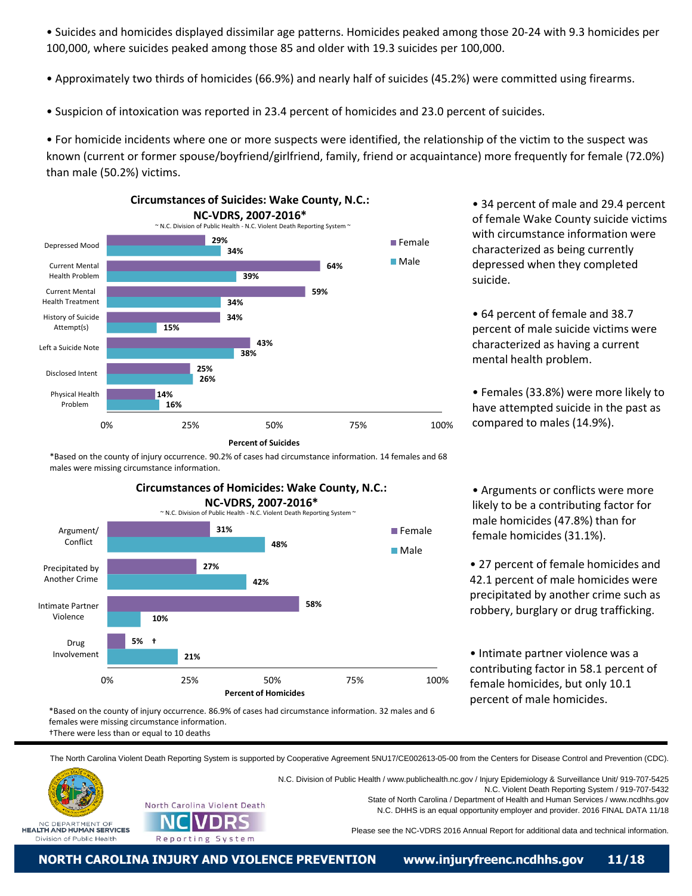- Suicides and homicides displayed dissimilar age patterns. Homicides peaked among those 20-24 with 9.3 homicides per 100,000, where suicides peaked among those 85 and older with 19.3 suicides per 100,000.

- Approximately two thirds of homicides (66.9%) and nearly half of suicides (45.2%) were committed using firearms.

- Suspicion of intoxication was reported in 23.4 percent of homicides and 23.0 percent of suicides.

- For homicide incidents where one or more suspects were identified, the relationship of the victim to the suspect was known (current or former spouse/boyfriend/girlfriend, family, friend or acquaintance) more frequently for female (72.0%) than male (50.2%) victims.

**Circumstances of Suicides: Wake County, N.C.: NC-VDRS, 2007-2016***

~ N.C. Division of Public Health - N.C. Violent Death Reporting System ~

Female
Male

Depressed Mood: 29%, 34%
Current Mental Health Problem: 64%, 39%
Current Mental Health Treatment: 59%, 34%
History of Suicide Attempt(s): 34%, 15%
Left a Suicide Note: 43%, 38%
Disclosed Intent: 25%, 26%
Physical Health Problem: 14%, 16%

0% 25% 50% 75% 100%

Percent of Suicides

*Based on the county of injury occurrence. 90.2% of cases had circumstance information. 14 females and 68 males were missing circumstance information.

- 34 percent of male and 29.4 percent of female Wake County suicide victims with circumstance information were characterized as being currently depressed when they completed suicide.

- 64 percent of female and 38.7 percent of male suicide victims were characterized as having a current mental health problem.

- Females (33.8%) were more likely to have attempted suicide in the past as compared to males (14.9%).

**Circumstances of Homicides: Wake County, N.C.: NC-VDRS, 2007-2016***

~ N.C. Division of Public Health - N.C. Violent Death Reporting System ~

Female
Male

Argument/ Conflict: 31%, 48%
Precipitated by Another Crime: 27%, 42%
Intimate Partner Violence: 58%, 10%
Drug Involvement: 5% †, 21%

0% 25% 50% 75% 100%

Percent of Homicides

*Based on the county of injury occurrence. 86.9% of cases had circumstance information. 32 males and 6 females were missing circumstance information.
†There were less than or equal to 10 deaths

- Arguments or conflicts were more likely to be a contributing factor for male homicides (47.8%) than for female homicides (31.1%).

- 27 percent of female homicides and 42.1 percent of male homicides were precipitated by another crime such as robbery, burglary or drug trafficking.

- Intimate partner violence was a contributing factor in 58.1 percent of female homicides, but only 10.1 percent of male homicides.

The North Carolina Violent Death Reporting System is supported by Cooperative Agreement 5NU17/CE002613-05-00 from the Centers for Disease Control and Prevention (CDC).

NC DEPARTMENT OF HEALTH AND HUMAN SERVICES
Division of Public Health

North Carolina Violent Death NC VDRS Reporting System

N.C. Division of Public Health / www.publichealth.nc.gov / Injury Epidemiology & Surveillance Unit/ 919-707-5425
N.C. Violent Death Reporting System / 919-707-5432
State of North Carolina / Department of Health and Human Services / www.ncdhhs.gov
N.C. DHHS is an equal opportunity employer and provider. 2016 FINAL DATA 11/18

Please see the NC-VDRS 2016 Annual Report for additional data and technical information.

**NORTH CAROLINA INJURY AND VIOLENCE PREVENTION www.injuryfreenc.ncdhhs.gov 11/18**